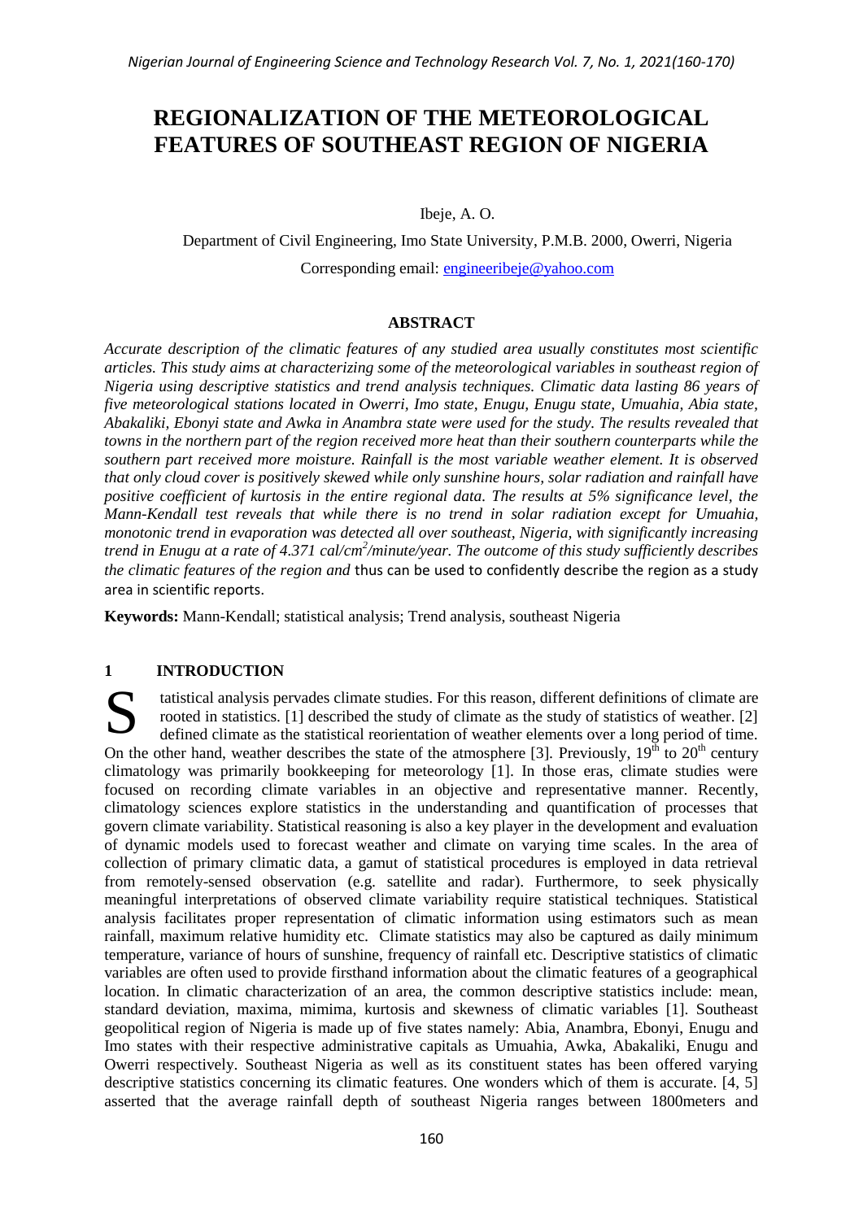# REGIONALIZATION OF THE METEOROLOGICAL FEATURES OF SOUTHEAST REGION OF NIGERIA

Ibeje, A. O.

Department of Civil Engineering, Imo State University, P.M.B. 2000, Owerri, Nigeria

Corresponding email: engineeribeje@yahoo.com

## ABSTRACT

*Accurate description of the climatic features of any studied area usually constitutes most scientific articles. This study aims at characterizing some of the meteorological variables in southeast region of Nigeria using descriptive statistics and trend analysis techniques. Climatic data lasting 86 years of five meteorological stations located in Owerri, Imo state, Enugu, Enugu state, Umuahia, Abia state, Abakaliki, Ebonyi state and Awka in Anambra state were used for the study. The results revealed that towns in the northern part of the region received more heat than their southern counterparts while the southern part received more moisture. Rainfall is the most variable weather element. It is observed that only cloud cover is positively skewed while only sunshine hours, solar radiation and rainfall have positive coefficient of kurtosis in the entire regional data. The results at 5% significance level, the Mann-Kendall test reveals that while there is no trend in solar radiation except for Umuahia, monotonic trend in evaporation was detected all over southeast, Nigeria, with significantly increasing trend in Enugu at a rate of 4.371 cal/cm$^2$/minute/year. The outcome of this study sufficiently describes the climatic features of the region and* thus can be used to confidently describe the region as a study area in scientific reports.

**Keywords:** Mann-Kendall; statistical analysis; Trend analysis, southeast Nigeria

## 1 INTRODUCTION

Statistical analysis pervades climate studies. For this reason, different definitions of climate are rooted in statistics. [1] described the study of climate as the study of statistics of weather. [2] defined climate as the statistical reorientation of weather elements over a long period of time. On the other hand, weather describes the state of the atmosphere [3]. Previously, 19$^{th}$ to 20$^{th}$ century climatology was primarily bookkeeping for meteorology [1]. In those eras, climate studies were focused on recording climate variables in an objective and representative manner. Recently, climatology sciences explore statistics in the understanding and quantification of processes that govern climate variability. Statistical reasoning is also a key player in the development and evaluation of dynamic models used to forecast weather and climate on varying time scales. In the area of collection of primary climatic data, a gamut of statistical procedures is employed in data retrieval from remotely-sensed observation (e.g. satellite and radar). Furthermore, to seek physically meaningful interpretations of observed climate variability require statistical techniques. Statistical analysis facilitates proper representation of climatic information using estimators such as mean rainfall, maximum relative humidity etc. Climate statistics may also be captured as daily minimum temperature, variance of hours of sunshine, frequency of rainfall etc. Descriptive statistics of climatic variables are often used to provide firsthand information about the climatic features of a geographical location. In climatic characterization of an area, the common descriptive statistics include: mean, standard deviation, maxima, mimima, kurtosis and skewness of climatic variables [1]. Southeast geopolitical region of Nigeria is made up of five states namely: Abia, Anambra, Ebonyi, Enugu and Imo states with their respective administrative capitals as Umuahia, Awka, Abakaliki, Enugu and Owerri respectively. Southeast Nigeria as well as its constituent states has been offered varying descriptive statistics concerning its climatic features. One wonders which of them is accurate. [4, 5] asserted that the average rainfall depth of southeast Nigeria ranges between 1800meters and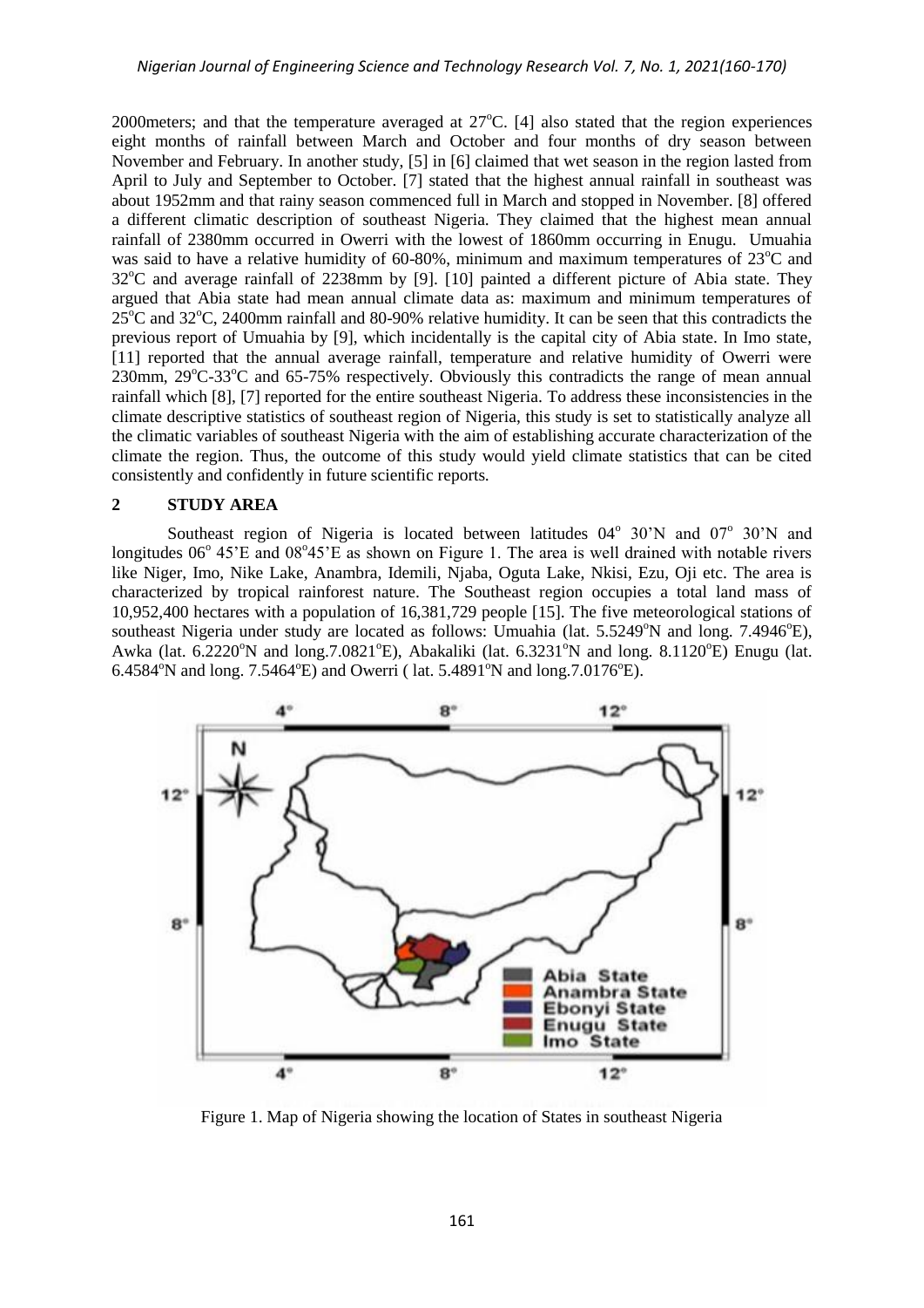2000meters; and that the temperature averaged at 27°C. [4] also stated that the region experiences eight months of rainfall between March and October and four months of dry season between November and February. In another study, [5] in [6] claimed that wet season in the region lasted from April to July and September to October. [7] stated that the highest annual rainfall in southeast was about 1952mm and that rainy season commenced full in March and stopped in November. [8] offered a different climatic description of southeast Nigeria. They claimed that the highest mean annual rainfall of 2380mm occurred in Owerri with the lowest of 1860mm occurring in Enugu. Umuahia was said to have a relative humidity of 60-80%, minimum and maximum temperatures of 23°C and 32°C and average rainfall of 2238mm by [9]. [10] painted a different picture of Abia state. They argued that Abia state had mean annual climate data as: maximum and minimum temperatures of 25°C and 32°C, 2400mm rainfall and 80-90% relative humidity. It can be seen that this contradicts the previous report of Umuahia by [9], which incidentally is the capital city of Abia state. In Imo state, [11] reported that the annual average rainfall, temperature and relative humidity of Owerri were 230mm, 29°C-33°C and 65-75% respectively. Obviously this contradicts the range of mean annual rainfall which [8], [7] reported for the entire southeast Nigeria. To address these inconsistencies in the climate descriptive statistics of southeast region of Nigeria, this study is set to statistically analyze all the climatic variables of southeast Nigeria with the aim of establishing accurate characterization of the climate the region. Thus, the outcome of this study would yield climate statistics that can be cited consistently and confidently in future scientific reports.

## 2 STUDY AREA

Southeast region of Nigeria is located between latitudes 04° 30'N and 07° 30'N and longitudes 06° 45'E and 08°45'E as shown on Figure 1. The area is well drained with notable rivers like Niger, Imo, Nike Lake, Anambra, Idemili, Njaba, Oguta Lake, Nkisi, Ezu, Oji etc. The area is characterized by tropical rainforest nature. The Southeast region occupies a total land mass of 10,952,400 hectares with a population of 16,381,729 people [15]. The five meteorological stations of southeast Nigeria under study are located as follows: Umuahia (lat. 5.5249°N and long. 7.4946°E), Awka (lat. 6.2220°N and long.7.0821°E), Abakaliki (lat. 6.3231°N and long. 8.1120°E) Enugu (lat. 6.4584°N and long. 7.5464°E) and Owerri ( lat. 5.4891°N and long.7.0176°E).

Figure 1. Map of Nigeria showing the location of States in southeast Nigeria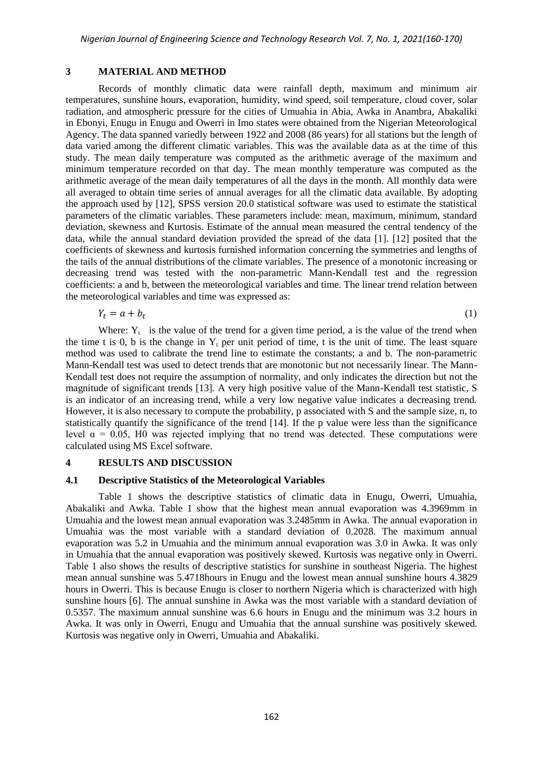## 3 MATERIAL AND METHOD

Records of monthly climatic data were rainfall depth, maximum and minimum air temperatures, sunshine hours, evaporation, humidity, wind speed, soil temperature, cloud cover, solar radiation, and atmospheric pressure for the cities of Umuahia in Abia, Awka in Anambra, Abakaliki in Ebonyi, Enugu in Enugu and Owerri in Imo states were obtained from the Nigerian Meteorological Agency. The data spanned variedly between 1922 and 2008 (86 years) for all stations but the length of data varied among the different climatic variables. This was the available data as at the time of this study. The mean daily temperature was computed as the arithmetic average of the maximum and minimum temperature recorded on that day. The mean monthly temperature was computed as the arithmetic average of the mean daily temperatures of all the days in the month. All monthly data were all averaged to obtain time series of annual averages for all the climatic data available. By adopting the approach used by [12], SPSS version 20.0 statistical software was used to estimate the statistical parameters of the climatic variables. These parameters include: mean, maximum, minimum, standard deviation, skewness and Kurtosis. Estimate of the annual mean measured the central tendency of the data, while the annual standard deviation provided the spread of the data [1]. [12] posited that the coefficients of skewness and kurtosis furnished information concerning the symmetries and lengths of the tails of the annual distributions of the climate variables. The presence of a monotonic increasing or decreasing trend was tested with the non-parametric Mann-Kendall test and the regression coefficients: a and b, between the meteorological variables and time. The linear trend relation between the meteorological variables and time was expressed as:

$$Y_t = a + b_t \tag{1}$$

Where: $Y_t$ is the value of the trend for a given time period, a is the value of the trend when the time t is 0, b is the change in $Y_t$ per unit period of time, t is the unit of time. The least square method was used to calibrate the trend line to estimate the constants; a and b. The non-parametric Mann-Kendall test was used to detect trends that are monotonic but not necessarily linear. The Mann-Kendall test does not require the assumption of normality, and only indicates the direction but not the magnitude of significant trends [13]. A very high positive value of the Mann-Kendall test statistic, S is an indicator of an increasing trend, while a very low negative value indicates a decreasing trend. However, it is also necessary to compute the probability, p associated with S and the sample size, n, to statistically quantify the significance of the trend [14]. If the p value were less than the significance level $\alpha = 0.05$, H0 was rejected implying that no trend was detected. These computations were calculated using MS Excel software.

## 4 RESULTS AND DISCUSSION

### 4.1 Descriptive Statistics of the Meteorological Variables

Table 1 shows the descriptive statistics of climatic data in Enugu, Owerri, Umuahia, Abakaliki and Awka. Table 1 show that the highest mean annual evaporation was 4.3969mm in Umuahia and the lowest mean annual evaporation was 3.2485mm in Awka. The annual evaporation in Umuahia was the most variable with a standard deviation of 0.2028. The maximum annual evaporation was 5.2 in Umuahia and the minimum annual evaporation was 3.0 in Awka. It was only in Umuahia that the annual evaporation was positively skewed. Kurtosis was negative only in Owerri. Table 1 also shows the results of descriptive statistics for sunshine in southeast Nigeria. The highest mean annual sunshine was 5.4718hours in Enugu and the lowest mean annual sunshine hours 4.3829 hours in Owerri. This is because Enugu is closer to northern Nigeria which is characterized with high sunshine hours [6]. The annual sunshine in Awka was the most variable with a standard deviation of 0.5357. The maximum annual sunshine was 6.6 hours in Enugu and the minimum was 3.2 hours in Awka. It was only in Owerri, Enugu and Umuahia that the annual sunshine was positively skewed. Kurtosis was negative only in Owerri, Umuahia and Abakaliki.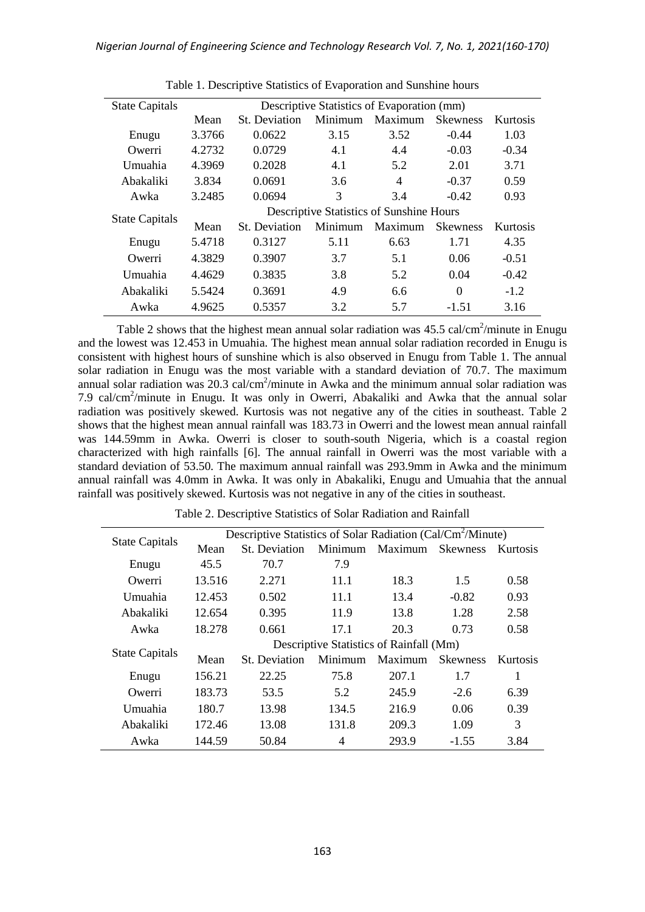Table 1. Descriptive Statistics of Evaporation and Sunshine hours

| State Capitals | Descriptive Statistics of Evaporation (mm) | | | | | |
|---|---|---|---|---|---|---|
| | Mean | St. Deviation | Minimum | Maximum | Skewness | Kurtosis |
| Enugu | 3.3766 | 0.0622 | 3.15 | 3.52 | -0.44 | 1.03 |
| Owerri | 4.2732 | 0.0729 | 4.1 | 4.4 | -0.03 | -0.34 |
| Umuahia | 4.3969 | 0.2028 | 4.1 | 5.2 | 2.01 | 3.71 |
| Abakaliki | 3.834 | 0.0691 | 3.6 | 4 | -0.37 | 0.59 |
| Awka | 3.2485 | 0.0694 | 3 | 3.4 | -0.42 | 0.93 |
| State Capitals | Descriptive Statistics of Sunshine Hours | | | | | |
| | Mean | St. Deviation | Minimum | Maximum | Skewness | Kurtosis |
| Enugu | 5.4718 | 0.3127 | 5.11 | 6.63 | 1.71 | 4.35 |
| Owerri | 4.3829 | 0.3907 | 3.7 | 5.1 | 0.06 | -0.51 |
| Umuahia | 4.4629 | 0.3835 | 3.8 | 5.2 | 0.04 | -0.42 |
| Abakaliki | 5.5424 | 0.3691 | 4.9 | 6.6 | 0 | -1.2 |
| Awka | 4.9625 | 0.5357 | 3.2 | 5.7 | -1.51 | 3.16 |

Table 2 shows that the highest mean annual solar radiation was 45.5 cal/cm$^2$/minute in Enugu and the lowest was 12.453 in Umuahia. The highest mean annual solar radiation recorded in Enugu is consistent with highest hours of sunshine which is also observed in Enugu from Table 1. The annual solar radiation in Enugu was the most variable with a standard deviation of 70.7. The maximum annual solar radiation was 20.3 cal/cm$^2$/minute in Awka and the minimum annual solar radiation was 7.9 cal/cm$^2$/minute in Enugu. It was only in Owerri, Abakaliki and Awka that the annual solar radiation was positively skewed. Kurtosis was not negative any of the cities in southeast. Table 2 shows that the highest mean annual rainfall was 183.73 in Owerri and the lowest mean annual rainfall was 144.59mm in Awka. Owerri is closer to south-south Nigeria, which is a coastal region characterized with high rainfalls [6]. The annual rainfall in Owerri was the most variable with a standard deviation of 53.50. The maximum annual rainfall was 293.9mm in Awka and the minimum annual rainfall was 4.0mm in Awka. It was only in Abakaliki, Enugu and Umuahia that the annual rainfall was positively skewed. Kurtosis was not negative in any of the cities in southeast.

Table 2. Descriptive Statistics of Solar Radiation and Rainfall

| State Capitals | Descriptive Statistics of Solar Radiation (Cal/Cm$^2$/Minute) | | | | | |
|---|---|---|---|---|---|---|
| | Mean | St. Deviation | Minimum | Maximum | Skewness | Kurtosis |
| Enugu | 45.5 | 70.7 | 7.9 | | | |
| Owerri | 13.516 | 2.271 | 11.1 | 18.3 | 1.5 | 0.58 |
| Umuahia | 12.453 | 0.502 | 11.1 | 13.4 | -0.82 | 0.93 |
| Abakaliki | 12.654 | 0.395 | 11.9 | 13.8 | 1.28 | 2.58 |
| Awka | 18.278 | 0.661 | 17.1 | 20.3 | 0.73 | 0.58 |
| State Capitals | Descriptive Statistics of Rainfall (Mm) | | | | | |
| | Mean | St. Deviation | Minimum | Maximum | Skewness | Kurtosis |
| Enugu | 156.21 | 22.25 | 75.8 | 207.1 | 1.7 | 1 |
| Owerri | 183.73 | 53.5 | 5.2 | 245.9 | -2.6 | 6.39 |
| Umuahia | 180.7 | 13.98 | 134.5 | 216.9 | 0.06 | 0.39 |
| Abakaliki | 172.46 | 13.08 | 131.8 | 209.3 | 1.09 | 3 |
| Awka | 144.59 | 50.84 | 4 | 293.9 | -1.55 | 3.84 |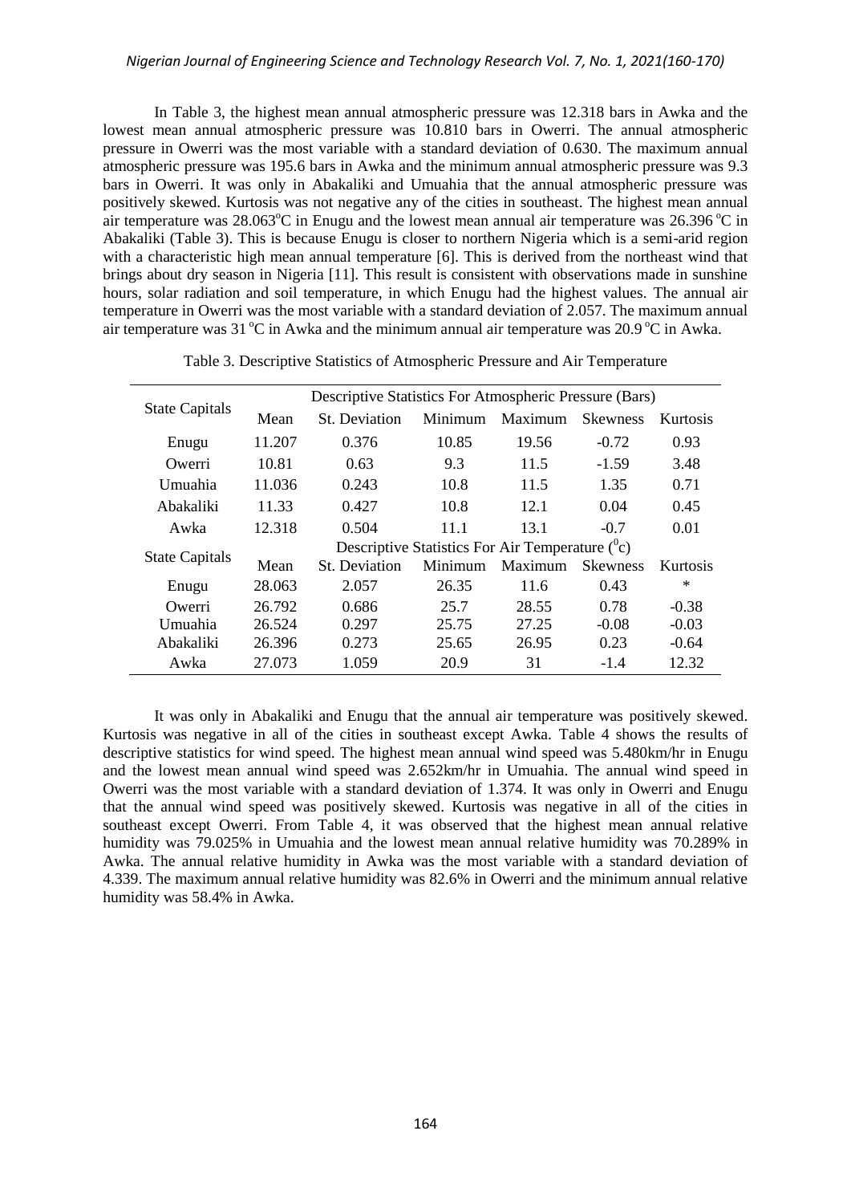In Table 3, the highest mean annual atmospheric pressure was 12.318 bars in Awka and the lowest mean annual atmospheric pressure was 10.810 bars in Owerri. The annual atmospheric pressure in Owerri was the most variable with a standard deviation of 0.630. The maximum annual atmospheric pressure was 195.6 bars in Awka and the minimum annual atmospheric pressure was 9.3 bars in Owerri. It was only in Abakaliki and Umuahia that the annual atmospheric pressure was positively skewed. Kurtosis was not negative any of the cities in southeast. The highest mean annual air temperature was 28.063°C in Enugu and the lowest mean annual air temperature was 26.396 °C in Abakaliki (Table 3). This is because Enugu is closer to northern Nigeria which is a semi-arid region with a characteristic high mean annual temperature [6]. This is derived from the northeast wind that brings about dry season in Nigeria [11]. This result is consistent with observations made in sunshine hours, solar radiation and soil temperature, in which Enugu had the highest values. The annual air temperature in Owerri was the most variable with a standard deviation of 2.057. The maximum annual air temperature was 31 °C in Awka and the minimum annual air temperature was 20.9 °C in Awka.

Table 3. Descriptive Statistics of Atmospheric Pressure and Air Temperature

| State Capitals | Descriptive Statistics For Atmospheric Pressure (Bars) | | | | | |
|---|---|---|---|---|---|---|
| | Mean | St. Deviation | Minimum | Maximum | Skewness | Kurtosis |
| Enugu | 11.207 | 0.376 | 10.85 | 19.56 | -0.72 | 0.93 |
| Owerri | 10.81 | 0.63 | 9.3 | 11.5 | -1.59 | 3.48 |
| Umuahia | 11.036 | 0.243 | 10.8 | 11.5 | 1.35 | 0.71 |
| Abakaliki | 11.33 | 0.427 | 10.8 | 12.1 | 0.04 | 0.45 |
| Awka | 12.318 | 0.504 | 11.1 | 13.1 | -0.7 | 0.01 |
| State Capitals | Descriptive Statistics For Air Temperature (°c) | | | | | |
| | Mean | St. Deviation | Minimum | Maximum | Skewness | Kurtosis |
| Enugu | 28.063 | 2.057 | 26.35 | 11.6 | 0.43 | * |
| Owerri | 26.792 | 0.686 | 25.7 | 28.55 | 0.78 | -0.38 |
| Umuahia | 26.524 | 0.297 | 25.75 | 27.25 | -0.08 | -0.03 |
| Abakaliki | 26.396 | 0.273 | 25.65 | 26.95 | 0.23 | -0.64 |
| Awka | 27.073 | 1.059 | 20.9 | 31 | -1.4 | 12.32 |

It was only in Abakaliki and Enugu that the annual air temperature was positively skewed. Kurtosis was negative in all of the cities in southeast except Awka. Table 4 shows the results of descriptive statistics for wind speed. The highest mean annual wind speed was 5.480km/hr in Enugu and the lowest mean annual wind speed was 2.652km/hr in Umuahia. The annual wind speed in Owerri was the most variable with a standard deviation of 1.374. It was only in Owerri and Enugu that the annual wind speed was positively skewed. Kurtosis was negative in all of the cities in southeast except Owerri. From Table 4, it was observed that the highest mean annual relative humidity was 79.025% in Umuahia and the lowest mean annual relative humidity was 70.289% in Awka. The annual relative humidity in Awka was the most variable with a standard deviation of 4.339. The maximum annual relative humidity was 82.6% in Owerri and the minimum annual relative humidity was 58.4% in Awka.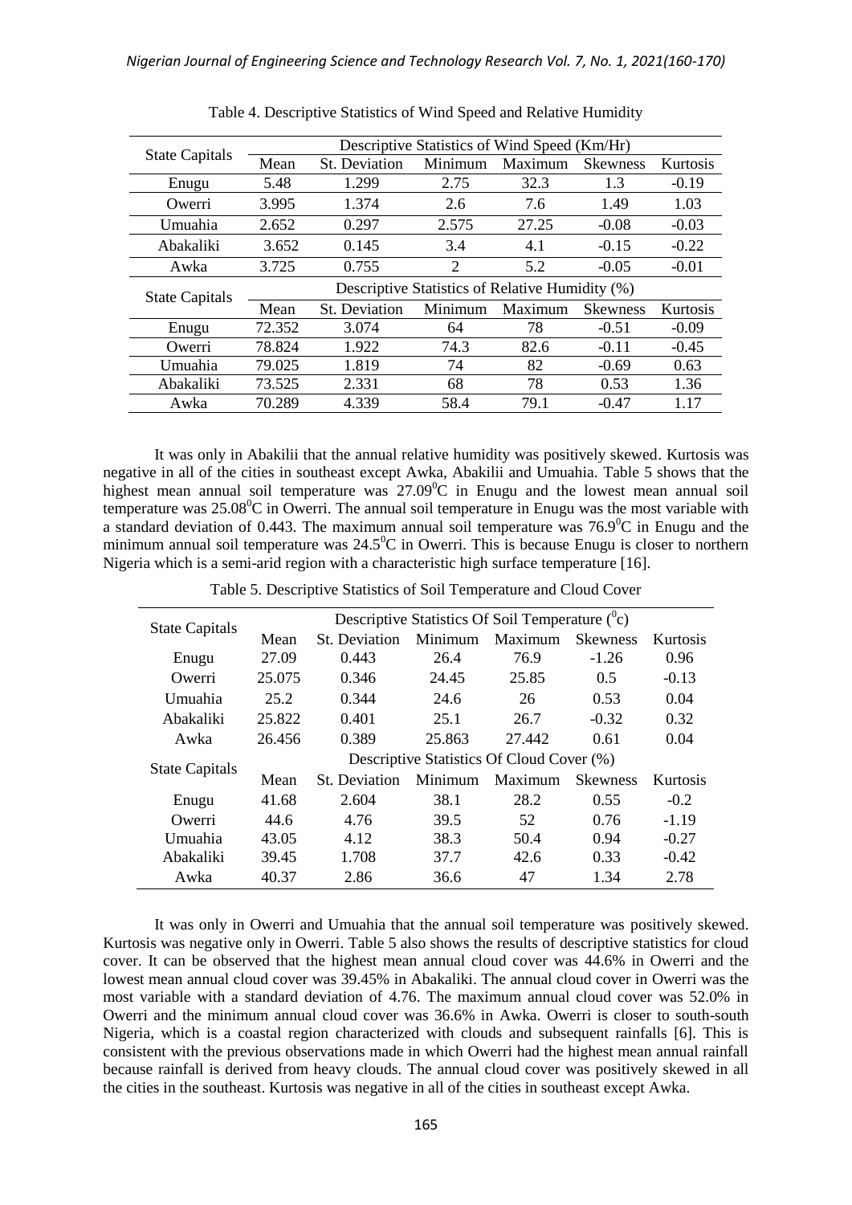Table 4. Descriptive Statistics of Wind Speed and Relative Humidity

| State Capitals | Descriptive Statistics of Wind Speed (Km/Hr) | | | | | |
|---|---|---|---|---|---|---|
| | Mean | St. Deviation | Minimum | Maximum | Skewness | Kurtosis |
| Enugu | 5.48 | 1.299 | 2.75 | 32.3 | 1.3 | -0.19 |
| Owerri | 3.995 | 1.374 | 2.6 | 7.6 | 1.49 | 1.03 |
| Umuahia | 2.652 | 0.297 | 2.575 | 27.25 | -0.08 | -0.03 |
| Abakaliki | 3.652 | 0.145 | 3.4 | 4.1 | -0.15 | -0.22 |
| Awka | 3.725 | 0.755 | 2 | 5.2 | -0.05 | -0.01 |
| State Capitals | Descriptive Statistics of Relative Humidity (%) | | | | | |
| | Mean | St. Deviation | Minimum | Maximum | Skewness | Kurtosis |
| Enugu | 72.352 | 3.074 | 64 | 78 | -0.51 | -0.09 |
| Owerri | 78.824 | 1.922 | 74.3 | 82.6 | -0.11 | -0.45 |
| Umuahia | 79.025 | 1.819 | 74 | 82 | -0.69 | 0.63 |
| Abakaliki | 73.525 | 2.331 | 68 | 78 | 0.53 | 1.36 |
| Awka | 70.289 | 4.339 | 58.4 | 79.1 | -0.47 | 1.17 |

It was only in Abakilii that the annual relative humidity was positively skewed. Kurtosis was negative in all of the cities in southeast except Awka, Abakilii and Umuahia. Table 5 shows that the highest mean annual soil temperature was 27.09$^0$C in Enugu and the lowest mean annual soil temperature was 25.08$^0$C in Owerri. The annual soil temperature in Enugu was the most variable with a standard deviation of 0.443. The maximum annual soil temperature was 76.9$^0$C in Enugu and the minimum annual soil temperature was 24.5$^0$C in Owerri. This is because Enugu is closer to northern Nigeria which is a semi-arid region with a characteristic high surface temperature [16].

Table 5. Descriptive Statistics of Soil Temperature and Cloud Cover

| State Capitals | Descriptive Statistics Of Soil Temperature ($^0$c) | | | | | |
|---|---|---|---|---|---|---|
| | Mean | St. Deviation | Minimum | Maximum | Skewness | Kurtosis |
| Enugu | 27.09 | 0.443 | 26.4 | 76.9 | -1.26 | 0.96 |
| Owerri | 25.075 | 0.346 | 24.45 | 25.85 | 0.5 | -0.13 |
| Umuahia | 25.2 | 0.344 | 24.6 | 26 | 0.53 | 0.04 |
| Abakaliki | 25.822 | 0.401 | 25.1 | 26.7 | -0.32 | 0.32 |
| Awka | 26.456 | 0.389 | 25.863 | 27.442 | 0.61 | 0.04 |
| State Capitals | Descriptive Statistics Of Cloud Cover (%) | | | | | |
| | Mean | St. Deviation | Minimum | Maximum | Skewness | Kurtosis |
| Enugu | 41.68 | 2.604 | 38.1 | 28.2 | 0.55 | -0.2 |
| Owerri | 44.6 | 4.76 | 39.5 | 52 | 0.76 | -1.19 |
| Umuahia | 43.05 | 4.12 | 38.3 | 50.4 | 0.94 | -0.27 |
| Abakaliki | 39.45 | 1.708 | 37.7 | 42.6 | 0.33 | -0.42 |
| Awka | 40.37 | 2.86 | 36.6 | 47 | 1.34 | 2.78 |

It was only in Owerri and Umuahia that the annual soil temperature was positively skewed. Kurtosis was negative only in Owerri. Table 5 also shows the results of descriptive statistics for cloud cover. It can be observed that the highest mean annual cloud cover was 44.6% in Owerri and the lowest mean annual cloud cover was 39.45% in Abakaliki. The annual cloud cover in Owerri was the most variable with a standard deviation of 4.76. The maximum annual cloud cover was 52.0% in Owerri and the minimum annual cloud cover was 36.6% in Awka. Owerri is closer to south-south Nigeria, which is a coastal region characterized with clouds and subsequent rainfalls [6]. This is consistent with the previous observations made in which Owerri had the highest mean annual rainfall because rainfall is derived from heavy clouds. The annual cloud cover was positively skewed in all the cities in the southeast. Kurtosis was negative in all of the cities in southeast except Awka.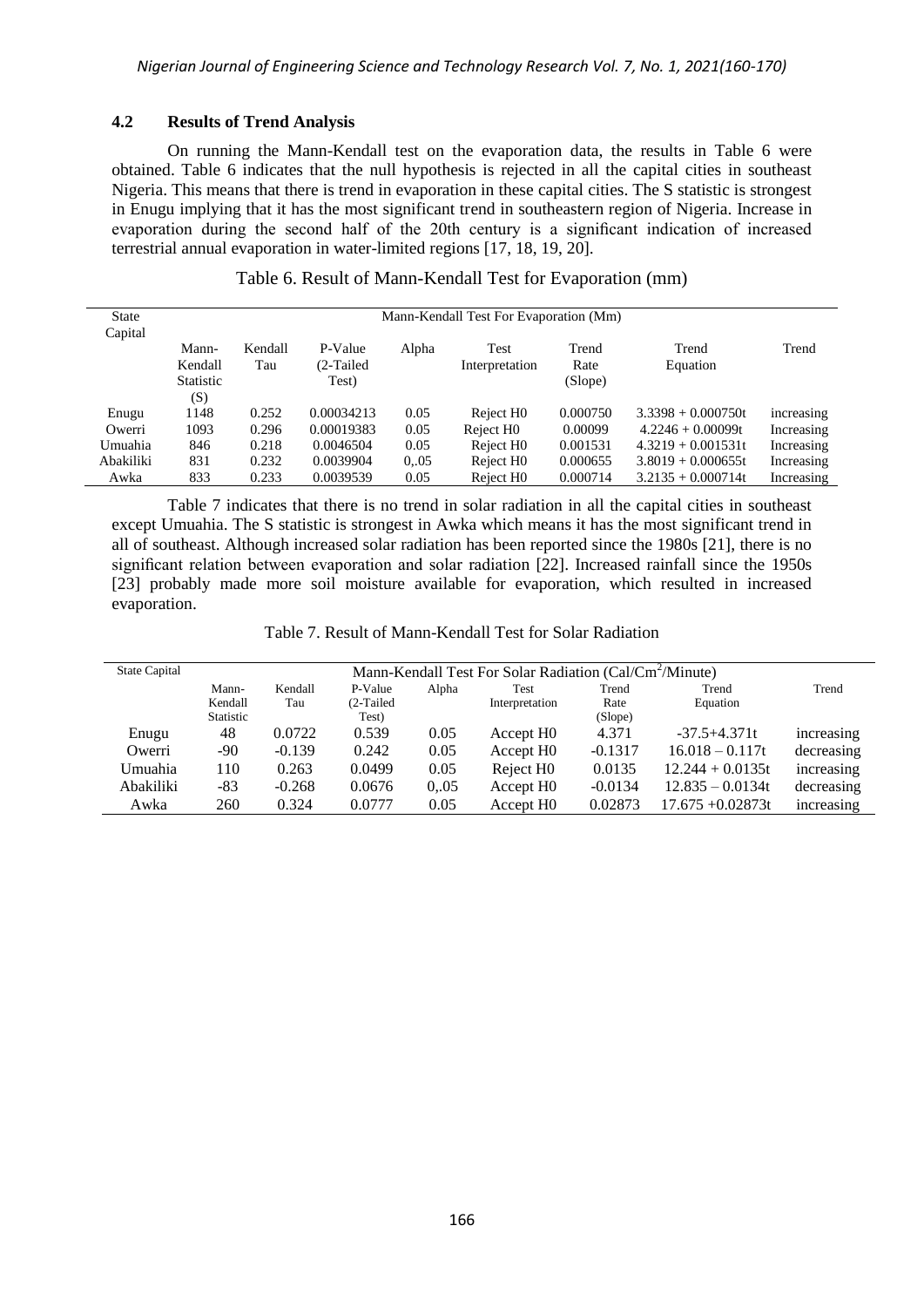## 4.2 Results of Trend Analysis

On running the Mann-Kendall test on the evaporation data, the results in Table 6 were obtained. Table 6 indicates that the null hypothesis is rejected in all the capital cities in southeast Nigeria. This means that there is trend in evaporation in these capital cities. The S statistic is strongest in Enugu implying that it has the most significant trend in southeastern region of Nigeria. Increase in evaporation during the second half of the 20th century is a significant indication of increased terrestrial annual evaporation in water-limited regions [17, 18, 19, 20].

Table 6. Result of Mann-Kendall Test for Evaporation (mm)

| State Capital | Mann-Kendall Test For Evaporation (Mm) | | | | | | | |
|---|---|---|---|---|---|---|---|---|
| | Mann-Kendall Statistic (S) | Kendall Tau | P-Value (2-Tailed Test) | Alpha | Test Interpretation | Trend Rate (Slope) | Trend Equation | Trend |
| Enugu | 1148 | 0.252 | 0.00034213 | 0.05 | Reject H0 | 0.000750 | 3.3398 + 0.000750t | increasing |
| Owerri | 1093 | 0.296 | 0.00019383 | 0.05 | Reject H0 | 0.00099 | 4.2246 + 0.00099t | Increasing |
| Umuahia | 846 | 0.218 | 0.0046504 | 0.05 | Reject H0 | 0.001531 | 4.3219 + 0.001531t | Increasing |
| Abakiliki | 831 | 0.232 | 0.0039904 | 0,.05 | Reject H0 | 0.000655 | 3.8019 + 0.000655t | Increasing |
| Awka | 833 | 0.233 | 0.0039539 | 0.05 | Reject H0 | 0.000714 | 3.2135 + 0.000714t | Increasing |

Table 7 indicates that there is no trend in solar radiation in all the capital cities in southeast except Umuahia. The S statistic is strongest in Awka which means it has the most significant trend in all of southeast. Although increased solar radiation has been reported since the 1980s [21], there is no significant relation between evaporation and solar radiation [22]. Increased rainfall since the 1950s [23] probably made more soil moisture available for evaporation, which resulted in increased evaporation.

Table 7. Result of Mann-Kendall Test for Solar Radiation

| State Capital | Mann-Kendall Test For Solar Radiation (Cal/Cm$^2$/Minute) | | | | | | | |
|---|---|---|---|---|---|---|---|---|
| | Mann-Kendall Statistic | Kendall Tau | P-Value (2-Tailed Test) | Alpha | Test Interpretation | Trend Rate (Slope) | Trend Equation | Trend |
| Enugu | 48 | 0.0722 | 0.539 | 0.05 | Accept H0 | 4.371 | -37.5+4.371t | increasing |
| Owerri | -90 | -0.139 | 0.242 | 0.05 | Accept H0 | -0.1317 | 16.018 – 0.117t | decreasing |
| Umuahia | 110 | 0.263 | 0.0499 | 0.05 | Reject H0 | 0.0135 | 12.244 + 0.0135t | increasing |
| Abakiliki | -83 | -0.268 | 0.0676 | 0,.05 | Accept H0 | -0.0134 | 12.835 – 0.0134t | decreasing |
| Awka | 260 | 0.324 | 0.0777 | 0.05 | Accept H0 | 0.02873 | 17.675 +0.02873t | increasing |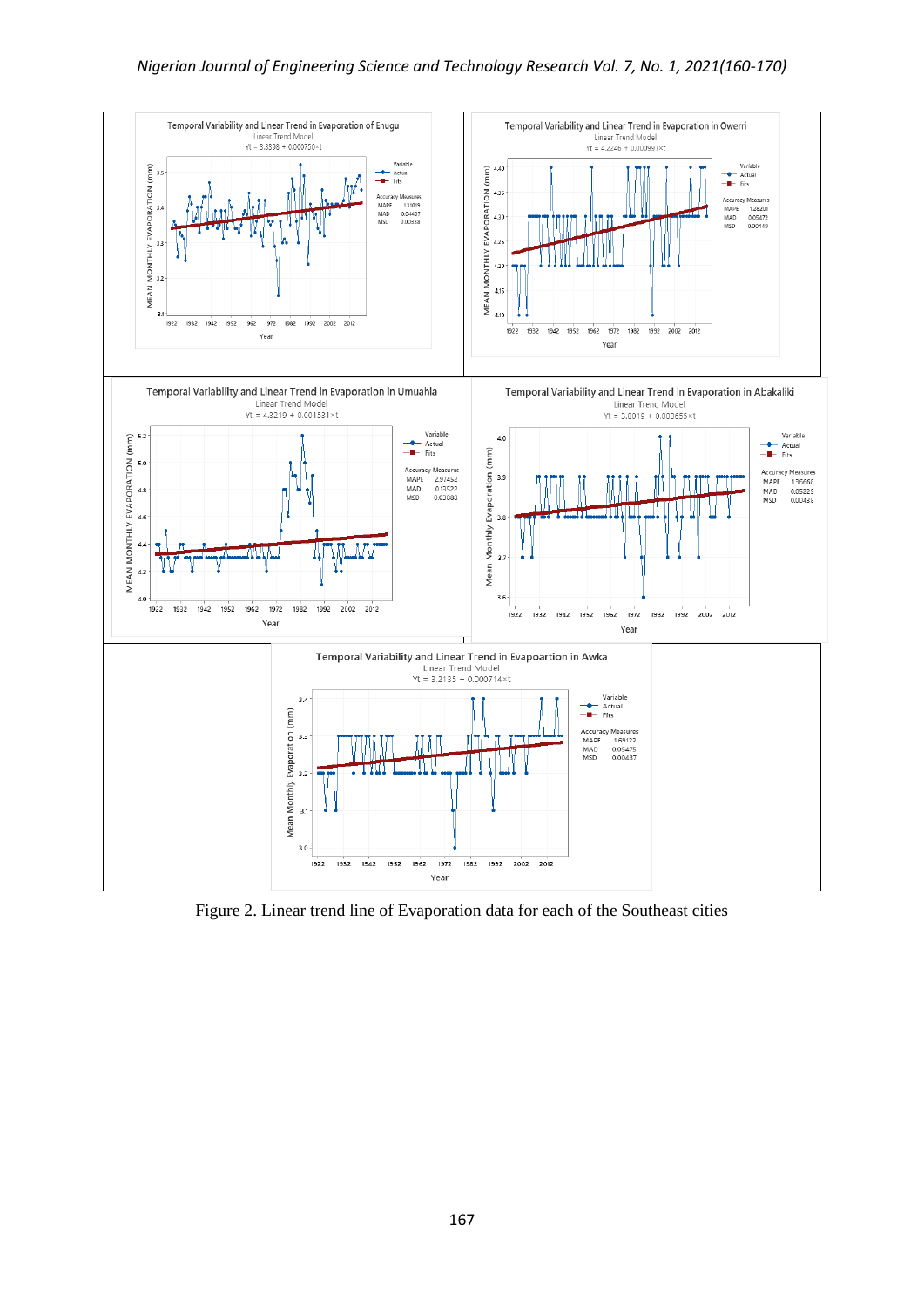Figure 2. Linear trend line of Evaporation data for each of the Southeast cities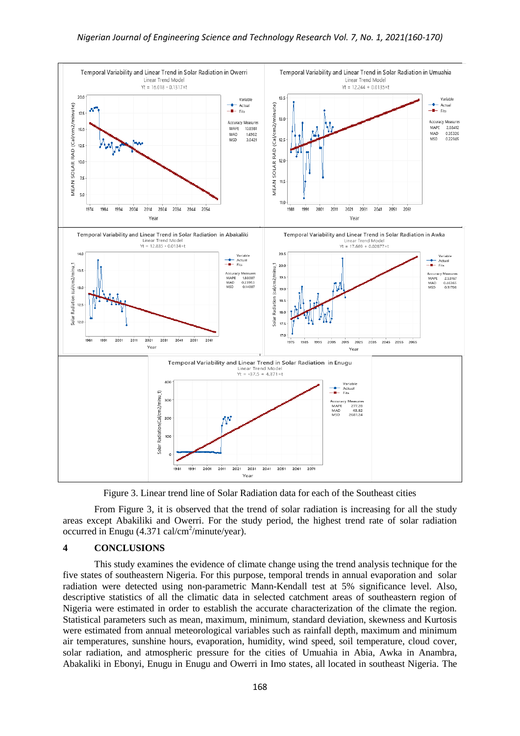Figure 3. Linear trend line of Solar Radiation data for each of the Southeast cities

From Figure 3, it is observed that the trend of solar radiation is increasing for all the study areas except Abakiliki and Owerri. For the study period, the highest trend rate of solar radiation occurred in Enugu (4.371 cal/cm$^2$/minute/year).

## 4 CONCLUSIONS

This study examines the evidence of climate change using the trend analysis technique for the five states of southeastern Nigeria. For this purpose, temporal trends in annual evaporation and solar radiation were detected using non-parametric Mann-Kendall test at 5% significance level. Also, descriptive statistics of all the climatic data in selected catchment areas of southeastern region of Nigeria were estimated in order to establish the accurate characterization of the climate the region. Statistical parameters such as mean, maximum, minimum, standard deviation, skewness and Kurtosis were estimated from annual meteorological variables such as rainfall depth, maximum and minimum air temperatures, sunshine hours, evaporation, humidity, wind speed, soil temperature, cloud cover, solar radiation, and atmospheric pressure for the cities of Umuahia in Abia, Awka in Anambra, Abakaliki in Ebonyi, Enugu in Enugu and Owerri in Imo states, all located in southeast Nigeria. The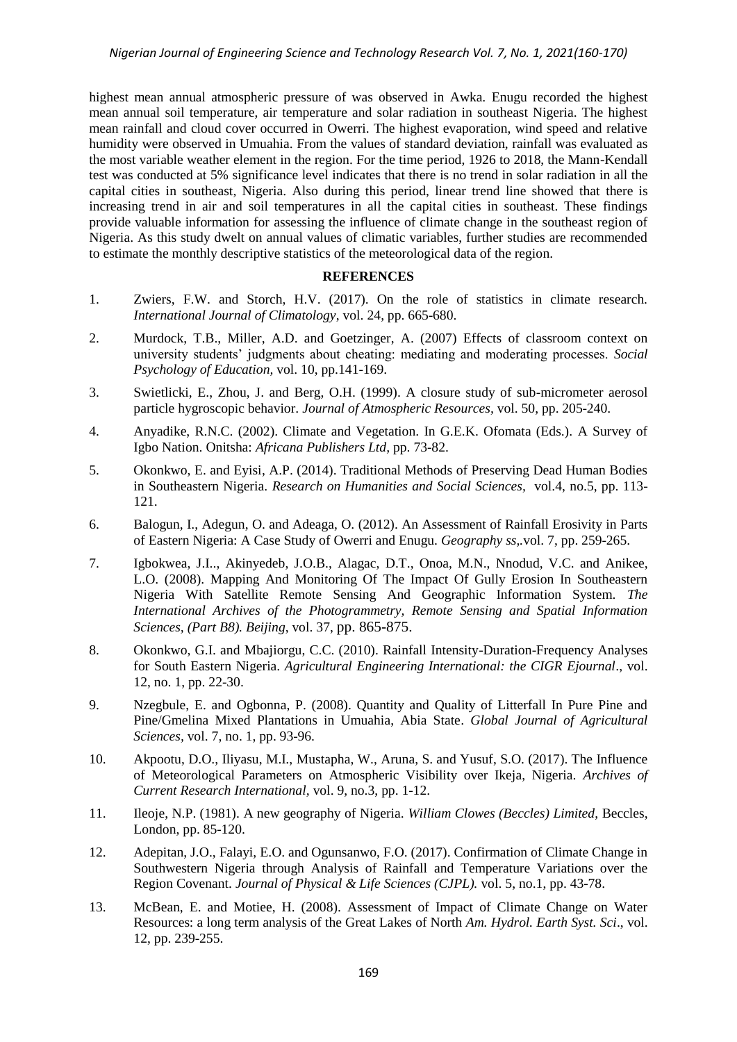highest mean annual atmospheric pressure of was observed in Awka. Enugu recorded the highest mean annual soil temperature, air temperature and solar radiation in southeast Nigeria. The highest mean rainfall and cloud cover occurred in Owerri. The highest evaporation, wind speed and relative humidity were observed in Umuahia. From the values of standard deviation, rainfall was evaluated as the most variable weather element in the region. For the time period, 1926 to 2018, the Mann-Kendall test was conducted at 5% significance level indicates that there is no trend in solar radiation in all the capital cities in southeast, Nigeria. Also during this period, linear trend line showed that there is increasing trend in air and soil temperatures in all the capital cities in southeast. These findings provide valuable information for assessing the influence of climate change in the southeast region of Nigeria. As this study dwelt on annual values of climatic variables, further studies are recommended to estimate the monthly descriptive statistics of the meteorological data of the region.

## REFERENCES

1. Zwiers, F.W. and Storch, H.V. (2017). On the role of statistics in climate research. *International Journal of Climatology*, vol. 24, pp. 665-680.
2. Murdock, T.B., Miller, A.D. and Goetzinger, A. (2007) Effects of classroom context on university students' judgments about cheating: mediating and moderating processes. *Social Psychology of Education,* vol. 10, pp.141-169.
3. Swietlicki, E., Zhou, J. and Berg, O.H. (1999). A closure study of sub-micrometer aerosol particle hygroscopic behavior. *Journal of Atmospheric Resources,* vol. 50, pp. 205-240.
4. Anyadike, R.N.C. (2002). Climate and Vegetation. In G.E.K. Ofomata (Eds.). A Survey of Igbo Nation. Onitsha: *Africana Publishers Ltd,* pp. 73-82.
5. Okonkwo, E. and Eyisi, A.P. (2014). Traditional Methods of Preserving Dead Human Bodies in Southeastern Nigeria. *Research on Humanities and Social Sciences,* vol.4, no.5, pp. 113-121.
6. Balogun, I., Adegun, O. and Adeaga, O. (2012). An Assessment of Rainfall Erosivity in Parts of Eastern Nigeria: A Case Study of Owerri and Enugu. *Geography ss,*.vol. 7, pp. 259-265.
7. Igbokwea, J.I.., Akinyedeb, J.O.B., Alagac, D.T., Onoa, M.N., Nnodud, V.C. and Anikee, L.O. (2008). Mapping And Monitoring Of The Impact Of Gully Erosion In Southeastern Nigeria With Satellite Remote Sensing And Geographic Information System. *The International Archives of the Photogrammetry, Remote Sensing and Spatial Information Sciences, (Part B8). Beijing*, vol. 37, pp. 865-875.
8. Okonkwo, G.I. and Mbajiorgu, C.C. (2010). Rainfall Intensity-Duration-Frequency Analyses for South Eastern Nigeria. *Agricultural Engineering International: the CIGR Ejournal*., vol. 12, no. 1, pp. 22-30.
9. Nzegbule, E. and Ogbonna, P. (2008). Quantity and Quality of Litterfall In Pure Pine and Pine/Gmelina Mixed Plantations in Umuahia, Abia State. *Global Journal of Agricultural Sciences,* vol. 7, no. 1, pp. 93-96.
10. Akpootu, D.O., Iliyasu, M.I., Mustapha, W., Aruna, S. and Yusuf, S.O. (2017). The Influence of Meteorological Parameters on Atmospheric Visibility over Ikeja, Nigeria. *Archives of Current Research International*, vol. 9, no.3, pp. 1-12.
11. Ileoje, N.P. (1981). A new geography of Nigeria. *William Clowes (Beccles) Limited*, Beccles, London, pp. 85-120.
12. Adepitan, J.O., Falayi, E.O. and Ogunsanwo, F.O. (2017). Confirmation of Climate Change in Southwestern Nigeria through Analysis of Rainfall and Temperature Variations over the Region Covenant. *Journal of Physical & Life Sciences (CJPL).* vol. 5, no.1, pp. 43-78.
13. McBean, E. and Motiee, H. (2008). Assessment of Impact of Climate Change on Water Resources: a long term analysis of the Great Lakes of North *Am. Hydrol. Earth Syst. Sci*., vol. 12, pp. 239-255.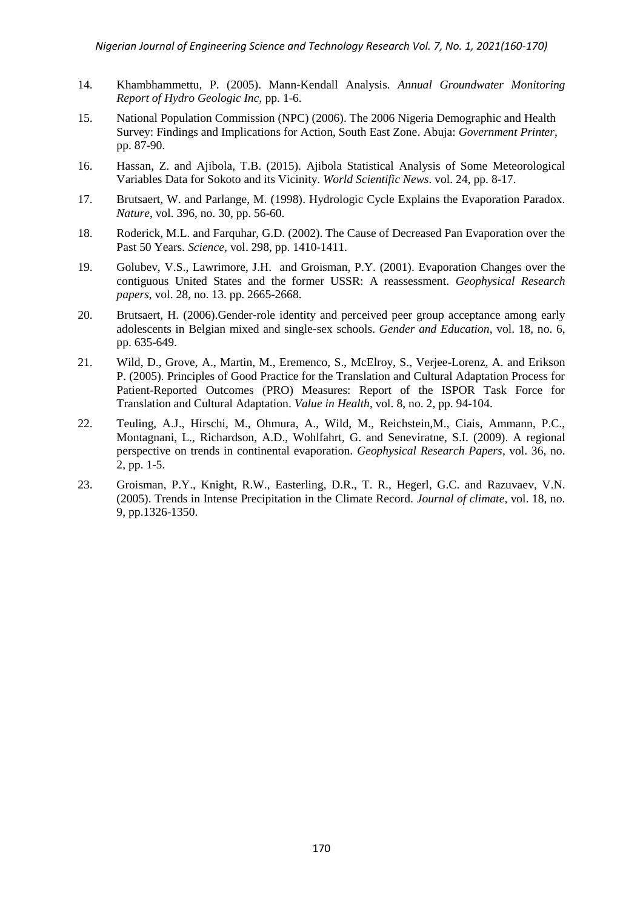14. Khambhammettu, P. (2005). Mann-Kendall Analysis. *Annual Groundwater Monitoring Report of Hydro Geologic Inc*, pp. 1-6.

15. National Population Commission (NPC) (2006). The 2006 Nigeria Demographic and Health Survey: Findings and Implications for Action, South East Zone. Abuja: *Government Printer*, pp. 87-90.

16. Hassan, Z. and Ajibola, T.B. (2015). Ajibola Statistical Analysis of Some Meteorological Variables Data for Sokoto and its Vicinity. *World Scientific News*. vol. 24, pp. 8-17.

17. Brutsaert, W. and Parlange, M. (1998). Hydrologic Cycle Explains the Evaporation Paradox. *Nature*, vol. 396, no. 30, pp. 56-60.

18. Roderick, M.L. and Farquhar, G.D. (2002). The Cause of Decreased Pan Evaporation over the Past 50 Years. *Science*, vol. 298, pp. 1410-1411.

19. Golubev, V.S., Lawrimore, J.H. and Groisman, P.Y. (2001). Evaporation Changes over the contiguous United States and the former USSR: A reassessment. *Geophysical Research papers*, vol. 28, no. 13. pp. 2665-2668.

20. Brutsaert, H. (2006).Gender-role identity and perceived peer group acceptance among early adolescents in Belgian mixed and single-sex schools. *Gender and Education*, vol. 18, no. 6, pp. 635-649.

21. Wild, D., Grove, A., Martin, M., Eremenco, S., McElroy, S., Verjee-Lorenz, A. and Erikson P. (2005). Principles of Good Practice for the Translation and Cultural Adaptation Process for Patient-Reported Outcomes (PRO) Measures: Report of the ISPOR Task Force for Translation and Cultural Adaptation. *Value in Health*, vol. 8, no. 2, pp. 94-104.

22. Teuling, A.J., Hirschi, M., Ohmura, A., Wild, M., Reichstein,M., Ciais, Ammann, P.C., Montagnani, L., Richardson, A.D., Wohlfahrt, G. and Seneviratne, S.I. (2009). A regional perspective on trends in continental evaporation. *Geophysical Research Papers*, vol. 36, no. 2, pp. 1-5.

23. Groisman, P.Y., Knight, R.W., Easterling, D.R., T. R., Hegerl, G.C. and Razuvaev, V.N. (2005). Trends in Intense Precipitation in the Climate Record. *Journal of climate*, vol. 18, no. 9, pp.1326-1350.